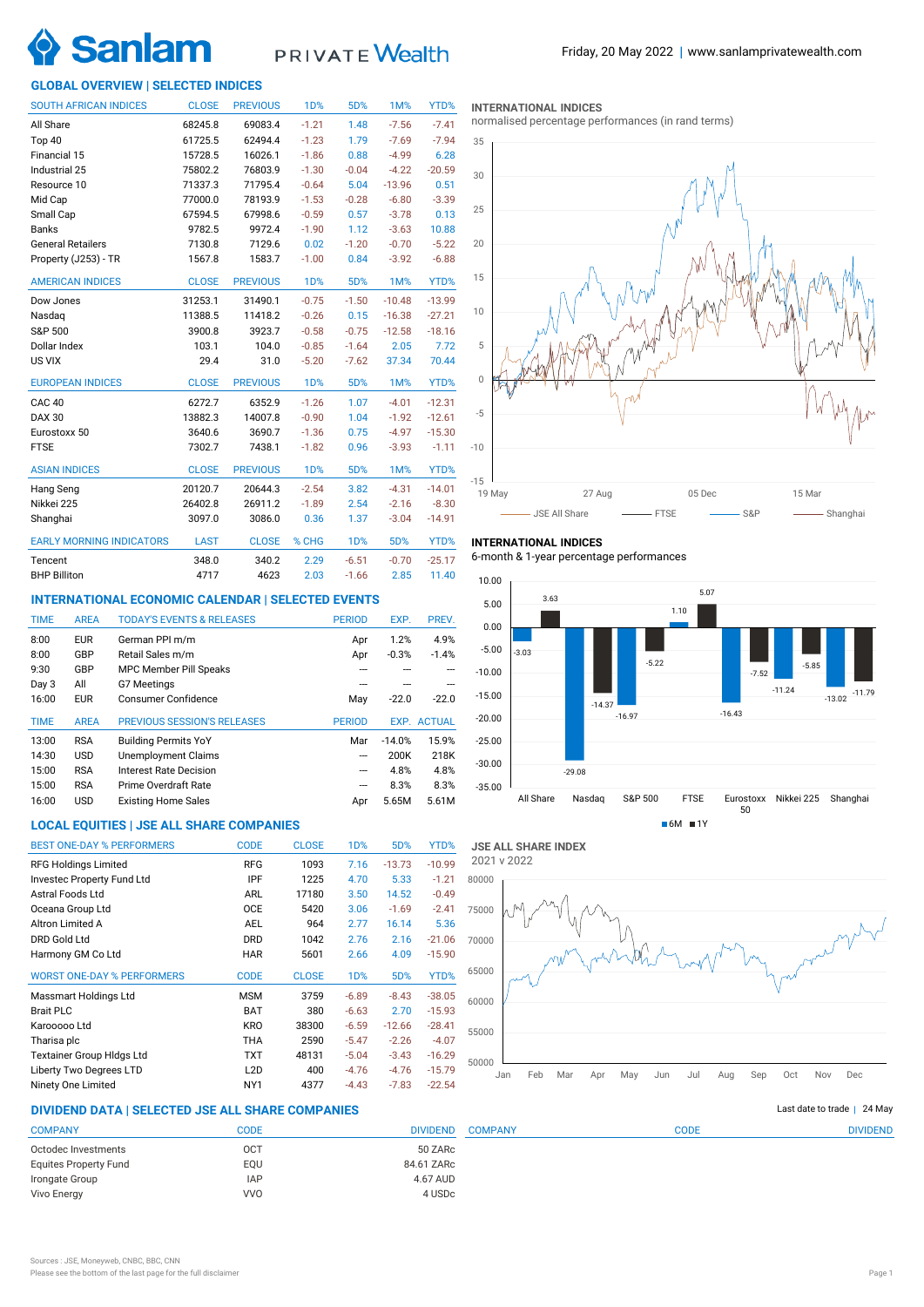Friday, 20 May 2022 | www.sanlamprivatewealth.com

## GLOBAL OVERVIEW | SELECTED INDICES

| SOUTH AFRICAN INDICES | CLOSE | PREVIOUS | 1D% | 5D% | 1M% | YTD% |
|---|---|---|---|---|---|---|
| All Share | 68245.8 | 69083.4 | -1.21 | 1.48 | -7.56 | -7.41 |
| Top 40 | 61725.5 | 62494.4 | -1.23 | 1.79 | -7.69 | -7.94 |
| Financial 15 | 15728.5 | 16026.1 | -1.86 | 0.88 | -4.99 | 6.28 |
| Industrial 25 | 75802.2 | 76803.9 | -1.30 | -0.04 | -4.22 | -20.59 |
| Resource 10 | 71337.3 | 71795.4 | -0.64 | 5.04 | -13.96 | 0.51 |
| Mid Cap | 77000.0 | 78193.9 | -1.53 | -0.28 | -6.80 | -3.39 |
| Small Cap | 67594.5 | 67998.6 | -0.59 | 0.57 | -3.78 | 0.13 |
| Banks | 9782.5 | 9972.4 | -1.90 | 1.12 | -3.63 | 10.88 |
| General Retailers | 7130.8 | 7129.6 | 0.02 | -1.20 | -0.70 | -5.22 |
| Property (J253) - TR | 1567.8 | 1583.7 | -1.00 | 0.84 | -3.92 | -6.88 |

| AMERICAN INDICES | CLOSE | PREVIOUS | 1D% | 5D% | 1M% | YTD% |
|---|---|---|---|---|---|---|
| Dow Jones | 31253.1 | 31490.1 | -0.75 | -1.50 | -10.48 | -13.99 |
| Nasdaq | 11388.5 | 11418.2 | -0.26 | 0.15 | -16.38 | -27.21 |
| S&P 500 | 3900.8 | 3923.7 | -0.58 | -0.75 | -12.58 | -18.16 |
| Dollar Index | 103.1 | 104.0 | -0.85 | -1.64 | 2.05 | 7.72 |
| US VIX | 29.4 | 31.0 | -5.20 | -7.62 | 37.34 | 70.44 |

| EUROPEAN INDICES | CLOSE | PREVIOUS | 1D% | 5D% | 1M% | YTD% |
|---|---|---|---|---|---|---|
| CAC 40 | 6272.7 | 6352.9 | -1.26 | 1.07 | -4.01 | -12.31 |
| DAX 30 | 13882.3 | 14007.8 | -0.90 | 1.04 | -1.92 | -12.61 |
| Eurostoxx 50 | 3640.6 | 3690.7 | -1.36 | 0.75 | -4.97 | -15.30 |
| FTSE | 7302.7 | 7438.1 | -1.82 | 0.96 | -3.93 | -1.11 |

| ASIAN INDICES | CLOSE | PREVIOUS | 1D% | 5D% | 1M% | YTD% |
|---|---|---|---|---|---|---|
| Hang Seng | 20120.7 | 20644.3 | -2.54 | 3.82 | -4.31 | -14.01 |
| Nikkei 225 | 26402.8 | 26911.2 | -1.89 | 2.54 | -2.16 | -8.30 |
| Shanghai | 3097.0 | 3086.0 | 0.36 | 1.37 | -3.04 | -14.91 |

| EARLY MORNING INDICATORS | LAST | CLOSE | % CHG | 1D% | 5D% | YTD% |
|---|---|---|---|---|---|---|
| Tencent | 348.0 | 340.2 | 2.29 | -6.51 | -0.70 | -25.17 |
| BHP Billiton | 4717 | 4623 | 2.03 | -1.66 | 2.85 | 11.40 |

### INTERNATIONAL INDICES
normalised percentage performances (in rand terms)

JSE All Share | FTSE | S&P | Shanghai

### INTERNATIONAL INDICES
6-month & 1-year percentage performances

| | All Share | Nasdaq | S&P 500 | FTSE | Eurostoxx 50 | Nikkei 225 | Shanghai |
|---|---|---|---|---|---|---|---|
| 6M | -3.03 | -29.08 | -16.97 | 1.10 | -16.43 | -11.24 | -13.02 |
| 1Y | 3.63 | -14.37 | -5.22 | 5.07 | -7.52 | -5.85 | -11.79 |

## INTERNATIONAL ECONOMIC CALENDAR | SELECTED EVENTS

| TIME | AREA | TODAY'S EVENTS & RELEASES | PERIOD | EXP. | PREV. |
|---|---|---|---|---|---|
| 8:00 | EUR | German PPI m/m | Apr | 1.2% | 4.9% |
| 8:00 | GBP | Retail Sales m/m | Apr | -0.3% | -1.4% |
| 9:30 | GBP | MPC Member Pill Speaks | — | — | — |
| Day 3 | All | G7 Meetings | — | — | — |
| 16:00 | EUR | Consumer Confidence | May | -22.0 | -22.0 |

| TIME | AREA | PREVIOUS SESSION'S RELEASES | PERIOD | EXP. | ACTUAL |
|---|---|---|---|---|---|
| 13:00 | RSA | Building Permits YoY | Mar | -14.0% | 15.9% |
| 14:30 | USD | Unemployment Claims | — | 200K | 218K |
| 15:00 | RSA | Interest Rate Decision | — | 4.8% | 4.8% |
| 15:00 | RSA | Prime Overdraft Rate | — | 8.3% | 8.3% |
| 16:00 | USD | Existing Home Sales | Apr | 5.65M | 5.61M |

## LOCAL EQUITIES | JSE ALL SHARE COMPANIES

| BEST ONE-DAY % PERFORMERS | CODE | CLOSE | 1D% | 5D% | YTD% |
|---|---|---|---|---|---|
| RFG Holdings Limited | RFG | 1093 | 7.16 | -13.73 | -10.99 |
| Investec Property Fund Ltd | IPF | 1225 | 4.70 | 5.33 | -1.21 |
| Astral Foods Ltd | ARL | 17180 | 3.50 | 14.52 | -0.49 |
| Oceana Group Ltd | OCE | 5420 | 3.06 | -1.69 | -2.41 |
| Altron Limited A | AEL | 964 | 2.77 | 16.14 | 5.36 |
| DRD Gold Ltd | DRD | 1042 | 2.76 | 2.16 | -21.06 |
| Harmony GM Co Ltd | HAR | 5601 | 2.66 | 4.09 | -15.90 |

| WORST ONE-DAY % PERFORMERS | CODE | CLOSE | 1D% | 5D% | YTD% |
|---|---|---|---|---|---|
| Massmart Holdings Ltd | MSM | 3759 | -6.89 | -8.43 | -38.05 |
| Brait PLC | BAT | 380 | -6.63 | 2.70 | -15.93 |
| Karooooo Ltd | KRO | 38300 | -6.59 | -12.66 | -28.41 |
| Tharisa plc | THA | 2590 | -5.47 | -2.26 | -4.07 |
| Textainer Group Hldgs Ltd | TXT | 48131 | -5.04 | -3.43 | -16.29 |
| Liberty Two Degrees LTD | L2D | 400 | -4.76 | -4.76 | -15.79 |
| Ninety One Limited | NY1 | 4377 | -4.43 | -7.83 | -22.54 |

### JSE ALL SHARE INDEX
2021 v 2022

## DIVIDEND DATA | SELECTED JSE ALL SHARE COMPANIES

Last date to trade | 24 May

| COMPANY | CODE | DIVIDEND |
|---|---|---|
| Octodec Investments | OCT | 50 ZARc |
| Equites Property Fund | EQU | 84.61 ZARc |
| Irongate Group | IAP | 4.67 AUD |
| Vivo Energy | VVO | 4 USDc |

Sources : JSE, Moneyweb, CNBC, BBC, CNN
Please see the bottom of the last page for the full disclaimer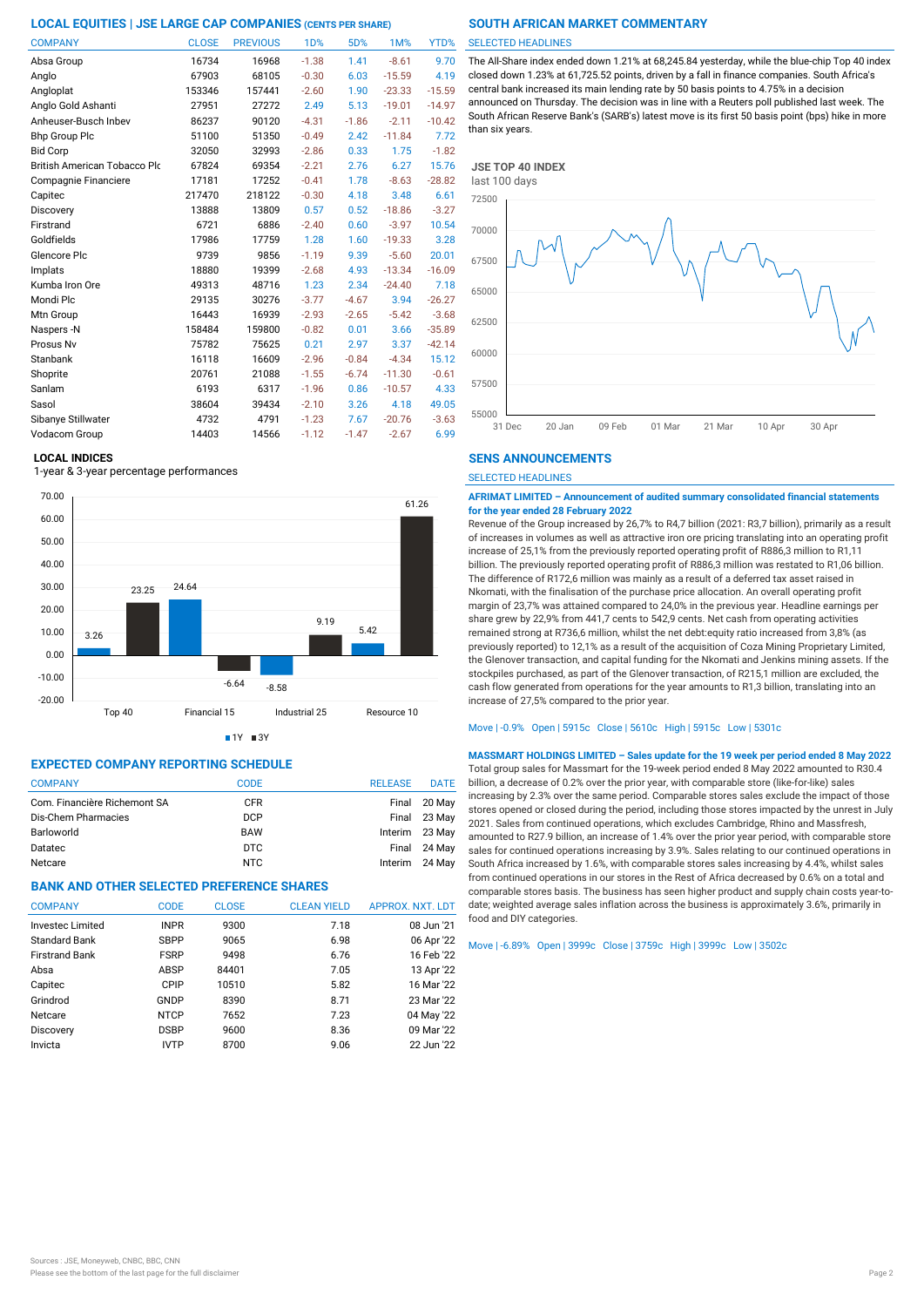## LOCAL EQUITIES | JSE LARGE CAP COMPANIES (CENTS PER SHARE)

| COMPANY | CLOSE | PREVIOUS | 1D% | 5D% | 1M% | YTD% |
|---|---|---|---|---|---|---|
| Absa Group | 16734 | 16968 | -1.38 | 1.41 | -8.61 | 9.70 |
| Anglo | 67903 | 68105 | -0.30 | 6.03 | -15.59 | 4.19 |
| Angloplat | 153346 | 157441 | -2.60 | 1.90 | -23.33 | -15.59 |
| Anglo Gold Ashanti | 27951 | 27272 | 2.49 | 5.13 | -19.01 | -14.97 |
| Anheuser-Busch Inbev | 86237 | 90120 | -4.31 | -1.86 | -2.11 | -10.42 |
| Bhp Group Plc | 51100 | 51350 | -0.49 | 2.42 | -11.84 | 7.72 |
| Bid Corp | 32050 | 32993 | -2.86 | 0.33 | 1.75 | -1.82 |
| British American Tobacco Plc | 67824 | 69354 | -2.21 | 2.76 | 6.27 | 15.76 |
| Compagnie Financiere | 17181 | 17252 | -0.41 | 1.78 | -8.63 | -28.82 |
| Capitec | 217470 | 218122 | -0.30 | 4.18 | 3.48 | 6.61 |
| Discovery | 13888 | 13809 | 0.57 | 0.52 | -18.86 | -3.27 |
| Firstrand | 6721 | 6886 | -2.40 | 0.60 | -3.97 | 10.54 |
| Goldfields | 17986 | 17759 | 1.28 | 1.60 | -19.33 | 3.28 |
| Glencore Plc | 9739 | 9856 | -1.19 | 9.39 | -5.60 | 20.01 |
| Implats | 18880 | 19399 | -2.68 | 4.93 | -13.34 | -16.09 |
| Kumba Iron Ore | 49313 | 48716 | 1.23 | 2.34 | -24.40 | 7.18 |
| Mondi Plc | 29135 | 30276 | -3.77 | -4.67 | 3.94 | -26.27 |
| Mtn Group | 16443 | 16939 | -2.93 | -2.65 | -5.42 | -3.68 |
| Naspers -N | 158484 | 159800 | -0.82 | 0.01 | 3.66 | -35.89 |
| Prosus Nv | 75782 | 75625 | 0.21 | 2.97 | 3.37 | -42.14 |
| Stanbank | 16118 | 16609 | -2.96 | -0.84 | -4.34 | 15.12 |
| Shoprite | 20761 | 21088 | -1.55 | -6.74 | -11.30 | -0.61 |
| Sanlam | 6193 | 6317 | -1.96 | 0.86 | -10.57 | 4.33 |
| Sasol | 38604 | 39434 | -2.10 | 3.26 | 4.18 | 49.05 |
| Sibanye Stillwater | 4732 | 4791 | -1.23 | 7.67 | -20.76 | -3.63 |
| Vodacom Group | 14403 | 14566 | -1.12 | -1.47 | -2.67 | 6.99 |

### LOCAL INDICES

1-year & 3-year percentage performances

| Index | 1Y | 3Y |
|---|---|---|
| Top 40 | 3.26 | 23.25 |
| Financial 15 | 24.64 | -6.64 |
| Industrial 25 | -8.58 | 9.19 |
| Resource 10 | 5.42 | 61.26 |

## EXPECTED COMPANY REPORTING SCHEDULE

| COMPANY | CODE | RELEASE | DATE |
|---|---|---|---|
| Com. Financière Richemont SA | CFR | Final | 20 May |
| Dis-Chem Pharmacies | DCP | Final | 23 May |
| Barloworld | BAW | Interim | 23 May |
| Datatec | DTC | Final | 24 May |
| Netcare | NTC | Interim | 24 May |

## BANK AND OTHER SELECTED PREFERENCE SHARES

| COMPANY | CODE | CLOSE | CLEAN YIELD | APPROX. NXT. LDT |
|---|---|---|---|---|
| Investec Limited | INPR | 9300 | 7.18 | 08 Jun '21 |
| Standard Bank | SBPP | 9065 | 6.98 | 06 Apr '22 |
| Firstrand Bank | FSRP | 9498 | 6.76 | 16 Feb '22 |
| Absa | ABSP | 84401 | 7.05 | 13 Apr '22 |
| Capitec | CPIP | 10510 | 5.82 | 16 Mar '22 |
| Grindrod | GNDP | 8390 | 8.71 | 23 Mar '22 |
| Netcare | NTCP | 7652 | 7.23 | 04 May '22 |
| Discovery | DSBP | 9600 | 8.36 | 09 Mar '22 |
| Invicta | IVTP | 8700 | 9.06 | 22 Jun '22 |

## SOUTH AFRICAN MARKET COMMENTARY

SELECTED HEADLINES

The All-Share index ended down 1.21% at 68,245.84 yesterday, while the blue-chip Top 40 index closed down 1.23% at 61,725.52 points, driven by a fall in finance companies. South Africa's central bank increased its main lending rate by 50 basis points to 4.75% in a decision announced on Thursday. The decision was in line with a Reuters poll published last week. The South African Reserve Bank's (SARB's) latest move is its first 50 basis point (bps) hike in more than six years.

**JSE TOP 40 INDEX**
last 100 days

## SENS ANNOUNCEMENTS

SELECTED HEADLINES

**AFRIMAT LIMITED – Announcement of audited summary consolidated financial statements for the year ended 28 February 2022**

Revenue of the Group increased by 26,7% to R4,7 billion (2021: R3,7 billion), primarily as a result of increases in volumes as well as attractive iron ore pricing translating into an operating profit increase of 25,1% from the previously reported operating profit of R886,3 million to R1,11 billion. The previously reported operating profit of R886,3 million was restated to R1,06 billion. The difference of R172,6 million was mainly as a result of a deferred tax asset raised in Nkomati, with the finalisation of the purchase price allocation. An overall operating profit margin of 23,7% was attained compared to 24,0% in the previous year. Headline earnings per share grew by 22,9% from 441,7 cents to 542,9 cents. Net cash from operating activities remained strong at R736,6 million, whilst the net debt:equity ratio increased from 3,8% (as previously reported) to 12,1% as a result of the acquisition of Coza Mining Proprietary Limited, the Glenover transaction, and capital funding for the Nkomati and Jenkins mining assets. If the stockpiles purchased, as part of the Glenover transaction, of R215,1 million are excluded, the cash flow generated from operations for the year amounts to R1,3 billion, translating into an increase of 27,5% compared to the prior year.

Move | -0.9% Open | 5915c Close | 5610c High | 5915c Low | 5301c

**MASSMART HOLDINGS LIMITED – Sales update for the 19 week per period ended 8 May 2022**

Total group sales for Massmart for the 19-week period ended 8 May 2022 amounted to R30.4 billion, a decrease of 0.2% over the prior year, with comparable store (like-for-like) sales increasing by 2.3% over the same period. Comparable stores sales exclude the impact of those stores opened or closed during the period, including those stores impacted by the unrest in July 2021. Sales from continued operations, which excludes Cambridge, Rhino and Massfresh, amounted to R27.9 billion, an increase of 1.4% over the prior year period, with comparable store sales for continued operations increasing by 3.9%. Sales relating to our continued operations in South Africa increased by 1.6%, with comparable stores sales increasing by 4.4%, whilst sales from continued operations in our stores in the Rest of Africa decreased by 0.6% on a total and comparable stores basis. The business has seen higher product and supply chain costs year-to-date; weighted average sales inflation across the business is approximately 3.6%, primarily in food and DIY categories.

Move | -6.89% Open | 3999c Close | 3759c High | 3999c Low | 3502c

Sources : JSE, Moneyweb, CNBC, BBC, CNN
Please see the bottom of the last page for the full disclaimer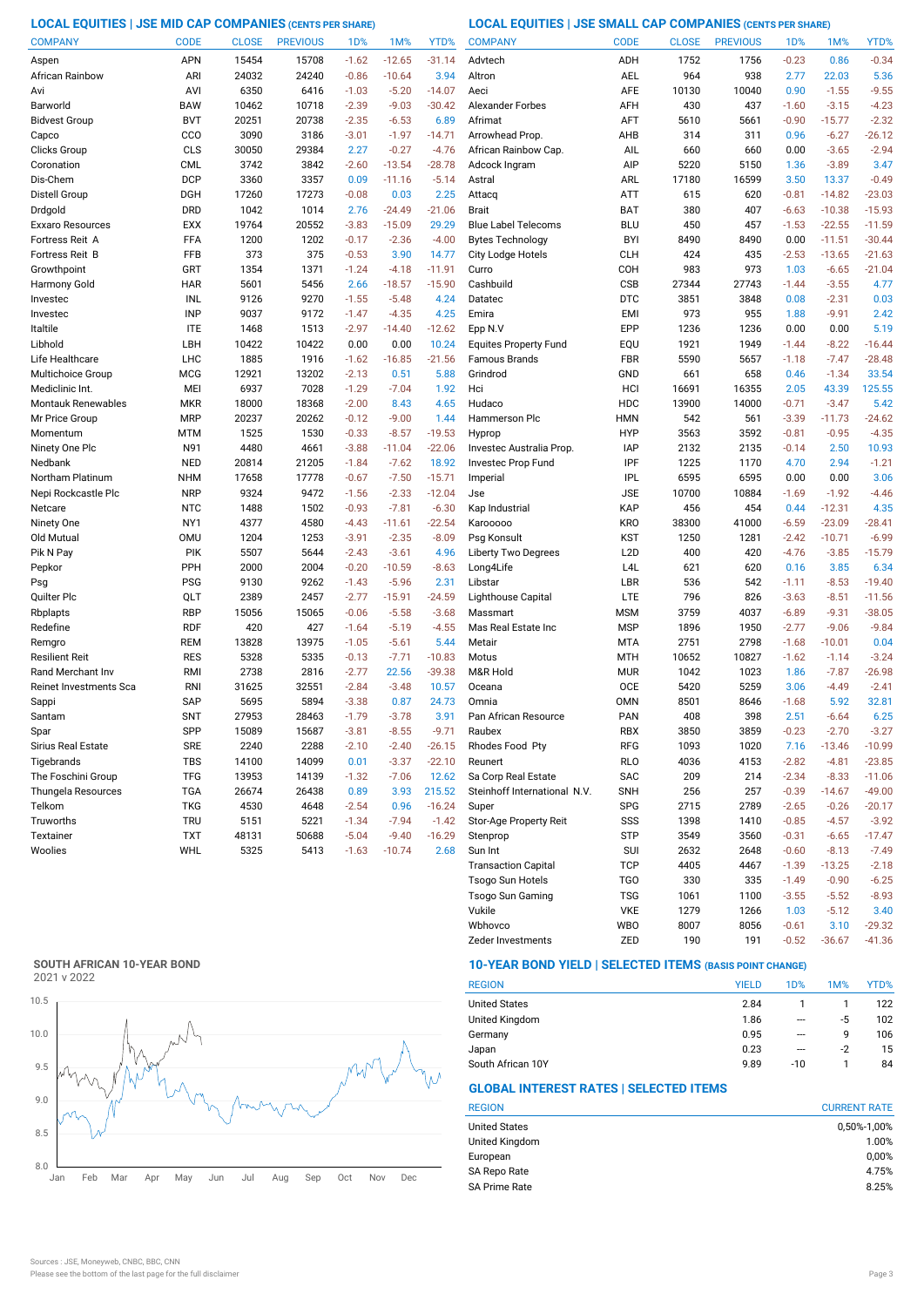## LOCAL EQUITIES | JSE MID CAP COMPANIES (CENTS PER SHARE)

| COMPANY | CODE | CLOSE | PREVIOUS | 1D% | 1M% | YTD% |
|---|---|---|---|---|---|---|
| Aspen | APN | 15454 | 15708 | -1.62 | -12.65 | -31.14 |
| African Rainbow | ARI | 24032 | 24240 | -0.86 | -10.64 | 3.94 |
| Avi | AVI | 6350 | 6416 | -1.03 | -5.20 | -14.07 |
| Barworld | BAW | 10462 | 10718 | -2.39 | -9.03 | -30.42 |
| Bidvest Group | BVT | 20251 | 20738 | -2.35 | -6.53 | 6.89 |
| Capco | CCO | 3090 | 3186 | -3.01 | -1.97 | -14.71 |
| Clicks Group | CLS | 30050 | 29384 | 2.27 | -0.27 | -4.76 |
| Coronation | CML | 3742 | 3842 | -2.60 | -13.54 | -28.78 |
| Dis-Chem | DCP | 3360 | 3357 | 0.09 | -11.16 | -5.14 |
| Distell Group | DGH | 17260 | 17273 | -0.08 | 0.03 | 2.25 |
| Drdgold | DRD | 1042 | 1014 | 2.76 | -24.49 | -21.06 |
| Exxaro Resources | EXX | 19764 | 20552 | -3.83 | -15.09 | 29.29 |
| Fortress Reit A | FFA | 1200 | 1202 | -0.17 | -2.36 | -4.00 |
| Fortress Reit B | FFB | 373 | 375 | -0.53 | 3.90 | 14.77 |
| Growthpoint | GRT | 1354 | 1371 | -1.24 | -4.18 | -11.91 |
| Harmony Gold | HAR | 5601 | 5456 | 2.66 | -18.57 | -15.90 |
| Investec | INL | 9126 | 9270 | -1.55 | -5.48 | 4.24 |
| Investec | INP | 9037 | 9172 | -1.47 | -4.35 | 4.25 |
| Italtile | ITE | 1468 | 1513 | -2.97 | -14.40 | -12.62 |
| Libhold | LBH | 10422 | 10422 | 0.00 | 0.00 | 10.24 |
| Life Healthcare | LHC | 1885 | 1916 | -1.62 | -16.85 | -21.56 |
| Multichoice Group | MCG | 12921 | 13202 | -2.13 | 0.51 | 5.88 |
| Mediclinic Int. | MEI | 6937 | 7028 | -1.29 | -7.04 | 1.92 |
| Montauk Renewables | MKR | 18000 | 18368 | -2.00 | 8.43 | 4.65 |
| Mr Price Group | MRP | 20237 | 20262 | -0.12 | -9.00 | 1.44 |
| Momentum | MTM | 1525 | 1530 | -0.33 | -8.57 | -19.53 |
| Ninety One Plc | N91 | 4480 | 4661 | -3.88 | -11.04 | -22.06 |
| Nedbank | NED | 20814 | 21205 | -1.84 | -7.62 | 18.92 |
| Northam Platinum | NHM | 17658 | 17778 | -0.67 | -7.50 | -15.71 |
| Nepi Rockcastle Plc | NRP | 9324 | 9472 | -1.56 | -2.33 | -12.04 |
| Netcare | NTC | 1488 | 1502 | -0.93 | -7.81 | -6.30 |
| Ninety One | NY1 | 4377 | 4580 | -4.43 | -11.61 | -22.54 |
| Old Mutual | OMU | 1204 | 1253 | -3.91 | -2.35 | -8.09 |
| Pik N Pay | PIK | 5507 | 5644 | -2.43 | -3.61 | 4.96 |
| Pepkor | PPH | 2000 | 2004 | -0.20 | -10.59 | -8.63 |
| Psg | PSG | 9130 | 9262 | -1.43 | -5.96 | 2.31 |
| Quilter Plc | QLT | 2389 | 2457 | -2.77 | -15.91 | -24.59 |
| Rbplapts | RBP | 15056 | 15065 | -0.06 | -5.58 | -3.68 |
| Redefine | RDF | 420 | 427 | -1.64 | -5.19 | -4.55 |
| Remgro | REM | 13828 | 13975 | -1.05 | -5.61 | 5.44 |
| Resilient Reit | RES | 5328 | 5335 | -0.13 | -7.71 | -10.83 |
| Rand Merchant Inv | RMI | 2738 | 2816 | -2.77 | 22.56 | -39.38 |
| Reinet Investments Sca | RNI | 31625 | 32551 | -2.84 | -3.48 | 10.57 |
| Sappi | SAP | 5695 | 5894 | -3.38 | 0.87 | 24.73 |
| Santam | SNT | 27953 | 28463 | -1.79 | -3.78 | 3.91 |
| Spar | SPP | 15089 | 15687 | -3.81 | -8.55 | -9.71 |
| Sirius Real Estate | SRE | 2240 | 2288 | -2.10 | -2.40 | -26.15 |
| Tigebrands | TBS | 14100 | 14099 | 0.01 | -3.37 | -22.10 |
| The Foschini Group | TFG | 13953 | 14139 | -1.32 | -7.06 | 12.62 |
| Thungela Resources | TGA | 26674 | 26438 | 0.89 | 3.93 | 215.52 |
| Telkom | TKG | 4530 | 4648 | -2.54 | 0.96 | -16.24 |
| Truworths | TRU | 5151 | 5221 | -1.34 | -7.94 | -1.42 |
| Textainer | TXT | 48131 | 50688 | -5.04 | -9.40 | -16.29 |
| Woolies | WHL | 5325 | 5413 | -1.63 | -10.74 | 2.68 |

## LOCAL EQUITIES | JSE SMALL CAP COMPANIES (CENTS PER SHARE)

| COMPANY | CODE | CLOSE | PREVIOUS | 1D% | 1M% | YTD% |
|---|---|---|---|---|---|---|
| Advtech | ADH | 1752 | 1756 | -0.23 | 0.86 | -0.34 |
| Altron | AEL | 964 | 938 | 2.77 | 22.03 | 5.36 |
| Aeci | AFE | 10130 | 10040 | 0.90 | -1.55 | -9.55 |
| Alexander Forbes | AFH | 430 | 437 | -1.60 | -3.15 | -4.23 |
| Afrimat | AFT | 5610 | 5661 | -0.90 | -15.77 | -2.32 |
| Arrowhead Prop. | AHB | 314 | 311 | 0.96 | -6.27 | -26.12 |
| African Rainbow Cap. | AIL | 660 | 660 | 0.00 | -3.65 | -2.94 |
| Adcock Ingram | AIP | 5220 | 5150 | 1.36 | -3.89 | 3.47 |
| Astral | ARL | 17180 | 16599 | 3.50 | 13.37 | -0.49 |
| Attacq | ATT | 615 | 620 | -0.81 | -14.82 | -23.03 |
| Brait | BAT | 380 | 407 | -6.63 | -10.38 | -15.93 |
| Blue Label Telecoms | BLU | 450 | 457 | -1.53 | -22.55 | -11.59 |
| Bytes Technology | BYI | 8490 | 8490 | 0.00 | -11.51 | -30.44 |
| City Lodge Hotels | CLH | 424 | 435 | -2.53 | -13.65 | -21.63 |
| Curro | COH | 983 | 973 | 1.03 | -6.65 | -21.04 |
| Cashbuild | CSB | 27344 | 27743 | -1.44 | -3.55 | 4.77 |
| Datatec | DTC | 3851 | 3848 | 0.08 | -2.31 | 0.03 |
| Emira | EMI | 973 | 955 | 1.88 | -9.91 | 2.42 |
| Epp N.V | EPP | 1236 | 1236 | 0.00 | 0.00 | 5.19 |
| Equites Property Fund | EQU | 1921 | 1949 | -1.44 | -8.22 | -16.44 |
| Famous Brands | FBR | 5590 | 5657 | -1.18 | -7.47 | -28.48 |
| Grindrod | GND | 661 | 658 | 0.46 | -1.34 | 33.54 |
| Hci | HCI | 16691 | 16355 | 2.05 | 43.39 | 125.55 |
| Hudaco | HDC | 13900 | 14000 | -0.71 | -3.47 | 5.42 |
| Hammerson Plc | HMN | 542 | 561 | -3.39 | -11.73 | -24.62 |
| Hyprop | HYP | 3563 | 3592 | -0.81 | -0.95 | -4.35 |
| Investec Australia Prop. | IAP | 2132 | 2135 | -0.14 | 2.50 | 10.93 |
| Investec Prop Fund | IPF | 1225 | 1170 | 4.70 | 2.94 | -1.21 |
| Imperial | IPL | 6595 | 6595 | 0.00 | 0.00 | 3.06 |
| Jse | JSE | 10700 | 10884 | -1.69 | -1.92 | -4.46 |
| Kap Industrial | KAP | 456 | 454 | 0.44 | -12.31 | 4.35 |
| Karooooo | KRO | 38300 | 41000 | -6.59 | -23.09 | -28.41 |
| Psg Konsult | KST | 1250 | 1281 | -2.42 | -10.71 | -6.99 |
| Liberty Two Degrees | L2D | 400 | 420 | -4.76 | -3.85 | -15.79 |
| Long4Life | L4L | 621 | 620 | 0.16 | 3.85 | 6.34 |
| Libstar | LBR | 536 | 542 | -1.11 | -8.53 | -19.40 |
| Lighthouse Capital | LTE | 796 | 826 | -3.63 | -8.51 | -11.56 |
| Massmart | MSM | 3759 | 4037 | -6.89 | -9.31 | -38.05 |
| Mas Real Estate Inc | MSP | 1896 | 1950 | -2.77 | -9.06 | -9.84 |
| Metair | MTA | 2751 | 2798 | -1.68 | -10.01 | 0.04 |
| Motus | MTH | 10652 | 10827 | -1.62 | -1.14 | -3.24 |
| M&R Hold | MUR | 1042 | 1023 | 1.86 | -7.87 | -26.98 |
| Oceana | OCE | 5420 | 5259 | 3.06 | -4.49 | -2.41 |
| Omnia | OMN | 8501 | 8646 | -1.68 | 5.92 | 32.81 |
| Pan African Resource | PAN | 408 | 398 | 2.51 | -6.64 | 6.25 |
| Raubex | RBX | 3850 | 3859 | -0.23 | -2.70 | -3.27 |
| Rhodes Food Pty | RFG | 1093 | 1020 | 7.16 | -13.46 | -10.99 |
| Reunert | RLO | 4036 | 4153 | -2.82 | -4.81 | -23.85 |
| Sa Corp Real Estate | SAC | 209 | 214 | -2.34 | -8.33 | -11.06 |
| Steinhoff International N.V. | SNH | 256 | 257 | -0.39 | -14.67 | -49.00 |
| Super | SPG | 2715 | 2789 | -2.65 | -0.26 | -20.17 |
| Stor-Age Property Reit | SSS | 1398 | 1410 | -0.85 | -4.57 | -3.92 |
| Stenprop | STP | 3549 | 3560 | -0.31 | -6.65 | -17.47 |
| Sun Int | SUI | 2632 | 2648 | -0.60 | -8.13 | -7.49 |
| Transaction Capital | TCP | 4405 | 4467 | -1.39 | -13.25 | -2.18 |
| Tsogo Sun Hotels | TGO | 330 | 335 | -1.49 | -0.90 | -6.25 |
| Tsogo Sun Gaming | TSG | 1061 | 1100 | -3.55 | -5.52 | -8.93 |
| Vukile | VKE | 1279 | 1266 | 1.03 | -5.12 | 3.40 |
| Wbhovco | WBO | 8007 | 8056 | -0.61 | 3.10 | -29.32 |
| Zeder Investments | ZED | 190 | 191 | -0.52 | -36.67 | -41.36 |

### SOUTH AFRICAN 10-YEAR BOND

2021 v 2022

### 10-YEAR BOND YIELD | SELECTED ITEMS (BASIS POINT CHANGE)

| REGION | YIELD | 1D% | 1M% | YTD% |
|---|---|---|---|---|
| United States | 2.84 | 1 | 1 | 122 |
| United Kingdom | 1.86 | --- | -5 | 102 |
| Germany | 0.95 | --- | 9 | 106 |
| Japan | 0.23 | --- | -2 | 15 |
| South African 10Y | 9.89 | -10 | 1 | 84 |

### GLOBAL INTEREST RATES | SELECTED ITEMS

| REGION | CURRENT RATE |
|---|---|
| United States | 0,50%-1,00% |
| United Kingdom | 1.00% |
| European | 0,00% |
| SA Repo Rate | 4.75% |
| SA Prime Rate | 8.25% |

Sources : JSE, Moneyweb, CNBC, BBC, CNN

Please see the bottom of the last page for the full disclaimer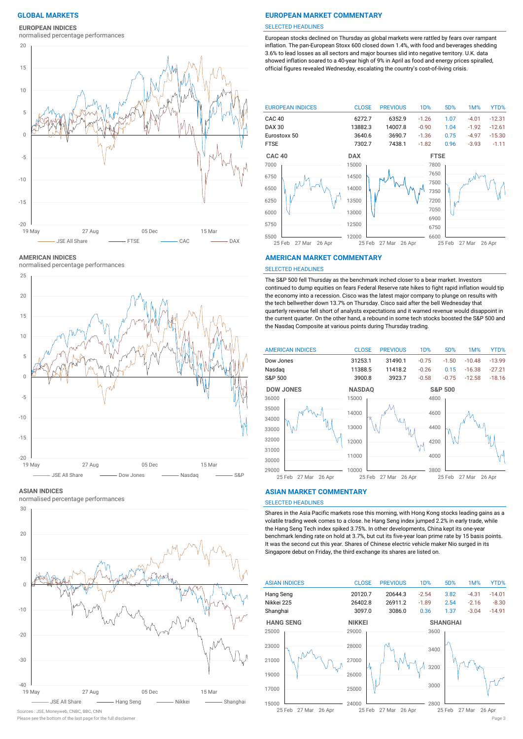# GLOBAL MARKETS

## EUROPEAN INDICES

normalised percentage performances

JSE All Share — FTSE — CAC — DAX

## EUROPEAN MARKET COMMENTARY

SELECTED HEADLINES

European stocks declined on Thursday as global markets were rattled by fears over rampant inflation. The pan-European Stoxx 600 closed down 1.4%, with food and beverages shedding 3.6% to lead losses as all sectors and major bourses slid into negative territory. U.K. data showed inflation soared to a 40-year high of 9% in April as food and energy prices spiralled, official figures revealed Wednesday, escalating the country's cost-of-living crisis.

| EUROPEAN INDICES | CLOSE | PREVIOUS | 1D% | 5D% | 1M% | YTD% |
|---|---|---|---|---|---|---|
| CAC 40 | 6272.7 | 6352.9 | -1.26 | 1.07 | -4.01 | -12.31 |
| DAX 30 | 13882.3 | 14007.8 | -0.90 | 1.04 | -1.92 | -12.61 |
| Eurostoxx 50 | 3640.6 | 3690.7 | -1.36 | 0.75 | -4.97 | -15.30 |
| FTSE | 7302.7 | 7438.1 | -1.82 | 0.96 | -3.93 | -1.11 |

## AMERICAN INDICES

normalised percentage performances

JSE All Share — Dow Jones — Nasdaq — S&P

## AMERICAN MARKET COMMENTARY

SELECTED HEADLINES

The S&P 500 fell Thursday as the benchmark inched closer to a bear market. Investors continued to dump equities on fears Federal Reserve rate hikes to fight rapid inflation would tip the economy into a recession. Cisco was the latest major company to plunge on results with the tech bellwether down 13.7% on Thursday. Cisco said after the bell Wednesday that quarterly revenue fell short of analysts expectations and it warned revenue would disappoint in the current quarter. On the other hand, a rebound in some tech stocks boosted the S&P 500 and the Nasdaq Composite at various points during Thursday trading.

| AMERICAN INDICES | CLOSE | PREVIOUS | 1D% | 5D% | 1M% | YTD% |
|---|---|---|---|---|---|---|
| Dow Jones | 31253.1 | 31490.1 | -0.75 | -1.50 | -10.48 | -13.99 |
| Nasdaq | 11388.5 | 11418.2 | -0.26 | 0.15 | -16.38 | -27.21 |
| S&P 500 | 3900.8 | 3923.7 | -0.58 | -0.75 | -12.58 | -18.16 |

## ASIAN INDICES

normalised percentage performances

JSE All Share — Hang Seng — Nikkei — Shanghai

## ASIAN MARKET COMMENTARY

SELECTED HEADLINES

Shares in the Asia Pacific markets rose this morning, with Hong Kong stocks leading gains as a volatile trading week comes to a close. he Hang Seng index jumped 2.2% in early trade, while the Hang Seng Tech index spiked 3.75%. In other developments, China kept its one-year benchmark lending rate on hold at 3.7%, but cut its five-year loan prime rate by 15 basis points. It was the second cut this year. Shares of Chinese electric vehicle maker Nio surged in its Singapore debut on Friday, the third exchange its shares are listed on.

| ASIAN INDICES | CLOSE | PREVIOUS | 1D% | 5D% | 1M% | YTD% |
|---|---|---|---|---|---|---|
| Hang Seng | 20120.7 | 20644.3 | -2.54 | 3.82 | -4.31 | -14.01 |
| Nikkei 225 | 26402.8 | 26911.2 | -1.89 | 2.54 | -2.16 | -8.30 |
| Shanghai | 3097.0 | 3086.0 | 0.36 | 1.37 | -3.04 | -14.91 |

Sources : JSE, Moneyweb, CNBC, BBC, CNN

Please see the bottom of the last page for the full disclaimer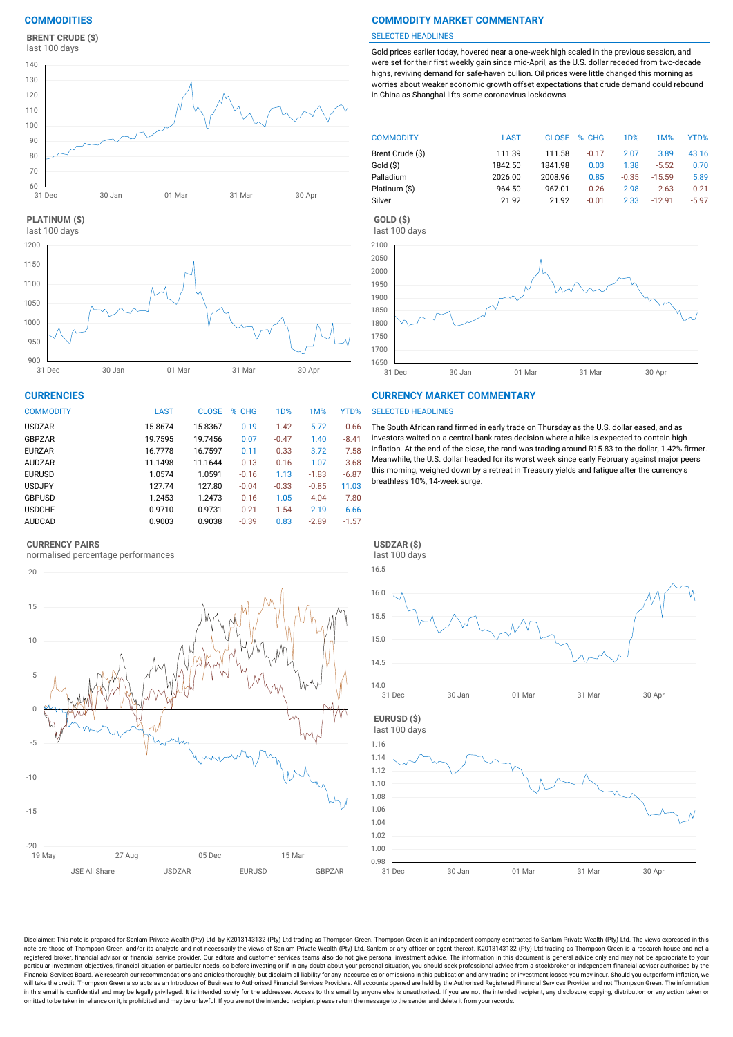## COMMODITIES

**BRENT CRUDE ($)**
last 100 days

140
130
120
110
100
90
80
70
60
31 Dec
30 Jan
01 Mar
31 Mar
30 Apr

**PLATINUM ($)**
last 100 days

1200
1150
1100
1050
1000
950
900
31 Dec
30 Jan
01 Mar
31 Mar
30 Apr

## COMMODITY MARKET COMMENTARY

SELECTED HEADLINES

Gold prices earlier today, hovered near a one-week high scaled in the previous session, and were set for their first weekly gain since mid-April, as the U.S. dollar receded from two-decade highs, reviving demand for safe-haven bullion. Oil prices were little changed this morning as worries about weaker economic growth offset expectations that crude demand could rebound in China as Shanghai lifts some coronavirus lockdowns.

| COMMODITY | LAST | CLOSE | % CHG | 1D% | 1M% | YTD% |
|---|---|---|---|---|---|---|
| Brent Crude ($) | 111.39 | 111.58 | -0.17 | 2.07 | 3.89 | 43.16 |
| Gold ($) | 1842.50 | 1841.98 | 0.03 | 1.38 | -5.52 | 0.70 |
| Palladium | 2026.00 | 2008.96 | 0.85 | -0.35 | -15.59 | 5.89 |
| Platinum ($) | 964.50 | 967.01 | -0.26 | 2.98 | -2.63 | -0.21 |
| Silver | 21.92 | 21.92 | -0.01 | 2.33 | -12.91 | -5.97 |

**GOLD ($)**
last 100 days

2100
2050
2000
1950
1900
1850
1800
1750
1700
1650
31 Dec
30 Jan
01 Mar
31 Mar
30 Apr

## CURRENCIES

| COMMODITY | LAST | CLOSE | % CHG | 1D% | 1M% | YTD% |
|---|---|---|---|---|---|---|
| USDZAR | 15.8674 | 15.8367 | 0.19 | -1.42 | 5.72 | -0.66 |
| GBPZAR | 19.7595 | 19.7456 | 0.07 | -0.47 | 1.40 | -8.41 |
| EURZAR | 16.7778 | 16.7597 | 0.11 | -0.33 | 3.72 | -7.58 |
| AUDZAR | 11.1498 | 11.1644 | -0.13 | -0.16 | 1.07 | -3.68 |
| EURUSD | 1.0574 | 1.0591 | -0.16 | 1.13 | -1.83 | -6.87 |
| USDJPY | 127.74 | 127.80 | -0.04 | -0.33 | -0.85 | 11.03 |
| GBPUSD | 1.2453 | 1.2473 | -0.16 | 1.05 | -4.04 | -7.80 |
| USDCHF | 0.9710 | 0.9731 | -0.21 | -1.54 | 2.19 | 6.66 |
| AUDCAD | 0.9003 | 0.9038 | -0.39 | 0.83 | -2.89 | -1.57 |

## CURRENCY MARKET COMMENTARY

SELECTED HEADLINES

The South African rand firmed in early trade on Thursday as the U.S. dollar eased, and as investors waited on a central bank rates decision where a hike is expected to contain high inflation. At the end of the close, the rand was trading around R15.83 to the dollar, 1.42% firmer. Meanwhile, the U.S. dollar headed for its worst week since early February against major peers this morning, weighed down by a retreat in Treasury yields and fatigue after the currency's breathless 10%, 14-week surge.

**CURRENCY PAIRS**
normalised percentage performances

20
15
10
5
0
-5
-10
-15
-20
19 May
27 Aug
05 Dec
15 Mar

JSE All Share
USDZAR
EURUSD
GBPZAR

**USDZAR ($)**
last 100 days

16.5
16.0
15.5
15.0
14.5
14.0
31 Dec
30 Jan
01 Mar
31 Mar
30 Apr

**EURUSD ($)**
last 100 days

1.16
1.14
1.12
1.10
1.08
1.06
1.04
1.02
1.00
0.98
31 Dec
30 Jan
01 Mar
31 Mar
30 Apr

Disclaimer: This note is prepared for Sanlam Private Wealth (Pty) Ltd, by K2013143132 (Pty) Ltd trading as Thompson Green. Thompson Green is an independent company contracted to Sanlam Private Wealth (Pty) Ltd. The views expressed in this note are those of Thompson Green and/or its analysts and not necessarily the views of Sanlam Private Wealth (Pty) Ltd, Sanlam or any officer or agent thereof. K2013143132 (Pty) Ltd trading as Thompson Green is a research house and not a registered broker, financial advisor or financial service provider. Our editors and customer services teams also do not give personal investment advice. The information in this document is general advice only and may not be appropriate to your particular investment objectives, financial situation or particular needs, so before investing or if in any doubt about your personal situation, you should seek professional advice from a stockbroker or independent financial adviser authorised by the Financial Services Board. We research our recommendations and articles thoroughly, but disclaim all liability for any inaccuracies or omissions in this publication and any trading or investment losses you may incur. Should you outperform inflation, we will take the credit. Thompson Green also acts as an Introducer of Business to Authorised Financial Services Providers. All accounts opened are held by the Authorised Registered Financial Service Provider and not Thompson Green. The information in this email is confidential and may be legally privileged. It is intended solely for the addressee. Access to this email by anyone else is unauthorised. If you are not the intended recipient, any disclosure, copying, distribution or any action taken or omitted to be taken in reliance on it, is prohibited and may be unlawful. If you are not the intended recipient please return the message to the sender and delete it from your records.